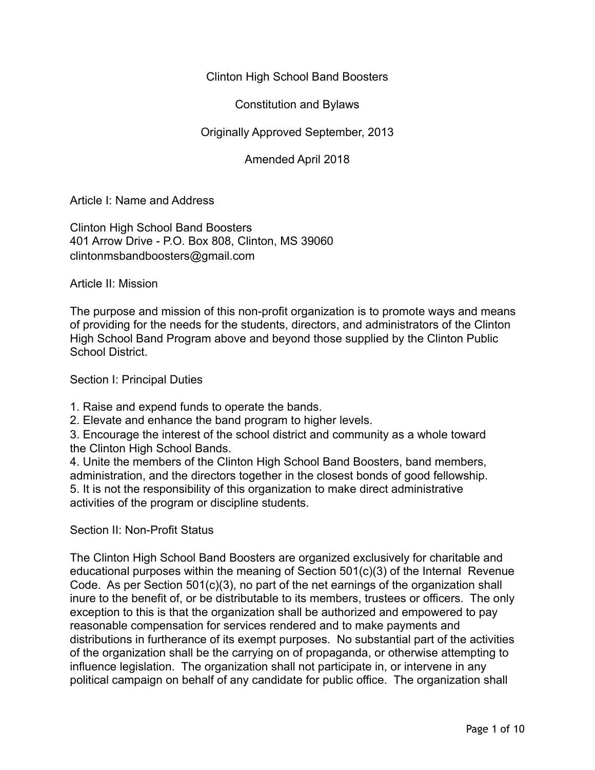# Clinton High School Band Boosters

## Constitution and Bylaws

Originally Approved September, 2013

Amended April 2018

## Article I: Name and Address

Clinton High School Band Boosters
401 Arrow Drive - P.O. Box 808, Clinton, MS 39060
clintonmsbandboosters@gmail.com

## Article II: Mission

The purpose and mission of this non-profit organization is to promote ways and means of providing for the needs for the students, directors, and administrators of the Clinton High School Band Program above and beyond those supplied by the Clinton Public School District.

### Section I: Principal Duties

1. Raise and expend funds to operate the bands.
2. Elevate and enhance the band program to higher levels.
3. Encourage the interest of the school district and community as a whole toward the Clinton High School Bands.
4. Unite the members of the Clinton High School Band Boosters, band members, administration, and the directors together in the closest bonds of good fellowship.
5. It is not the responsibility of this organization to make direct administrative activities of the program or discipline students.

### Section II: Non-Profit Status

The Clinton High School Band Boosters are organized exclusively for charitable and educational purposes within the meaning of Section 501(c)(3) of the Internal Revenue Code. As per Section 501(c)(3), no part of the net earnings of the organization shall inure to the benefit of, or be distributable to its members, trustees or officers. The only exception to this is that the organization shall be authorized and empowered to pay reasonable compensation for services rendered and to make payments and distributions in furtherance of its exempt purposes. No substantial part of the activities of the organization shall be the carrying on of propaganda, or otherwise attempting to influence legislation. The organization shall not participate in, or intervene in any political campaign on behalf of any candidate for public office. The organization shall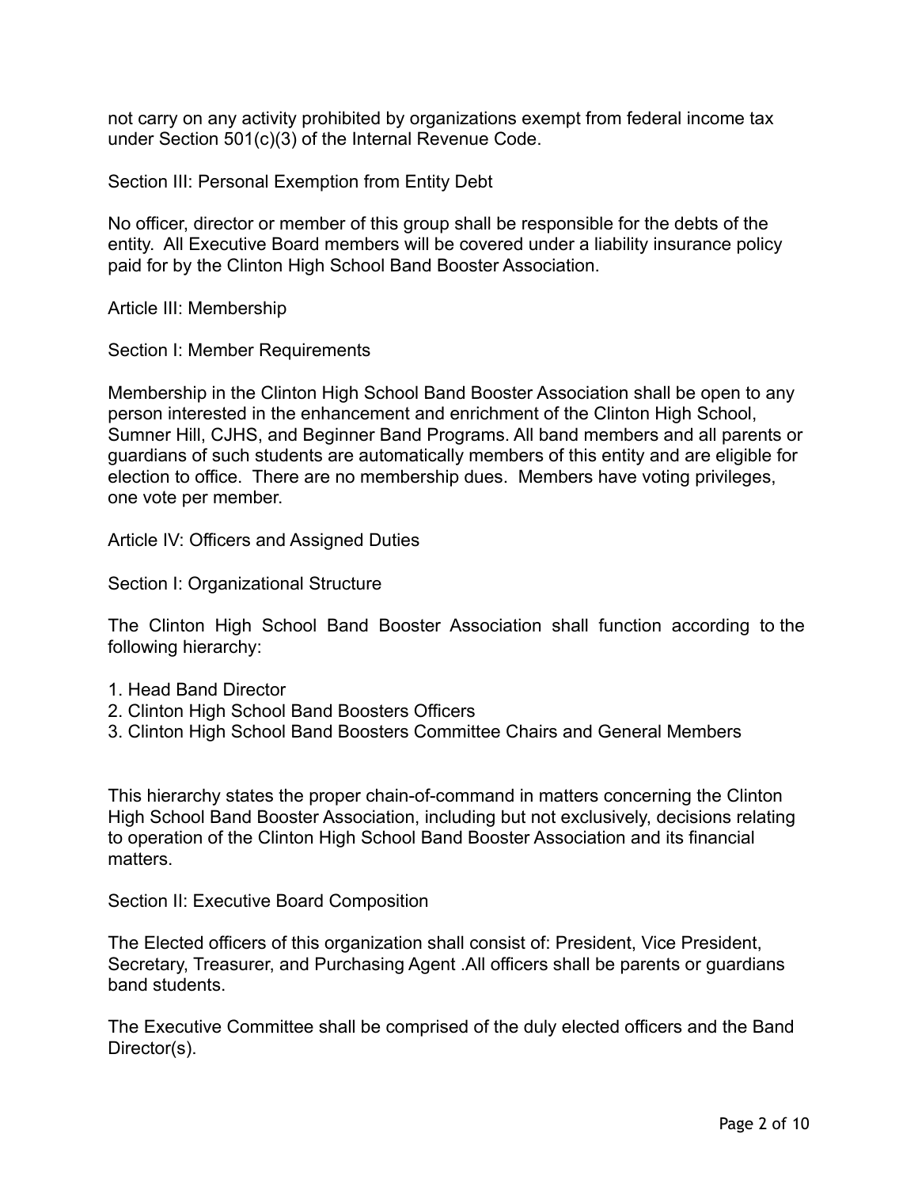not carry on any activity prohibited by organizations exempt from federal income tax under Section 501(c)(3) of the Internal Revenue Code.

### Section III: Personal Exemption from Entity Debt

No officer, director or member of this group shall be responsible for the debts of the entity. All Executive Board members will be covered under a liability insurance policy paid for by the Clinton High School Band Booster Association.

## Article III: Membership

### Section I: Member Requirements

Membership in the Clinton High School Band Booster Association shall be open to any person interested in the enhancement and enrichment of the Clinton High School, Sumner Hill, CJHS, and Beginner Band Programs. All band members and all parents or guardians of such students are automatically members of this entity and are eligible for election to office. There are no membership dues. Members have voting privileges, one vote per member.

## Article IV: Officers and Assigned Duties

### Section I: Organizational Structure

The Clinton High School Band Booster Association shall function according to the following hierarchy:

1. Head Band Director
2. Clinton High School Band Boosters Officers
3. Clinton High School Band Boosters Committee Chairs and General Members

This hierarchy states the proper chain-of-command in matters concerning the Clinton High School Band Booster Association, including but not exclusively, decisions relating to operation of the Clinton High School Band Booster Association and its financial matters.

### Section II: Executive Board Composition

The Elected officers of this organization shall consist of: President, Vice President, Secretary, Treasurer, and Purchasing Agent .All officers shall be parents or guardians band students.

The Executive Committee shall be comprised of the duly elected officers and the Band Director(s).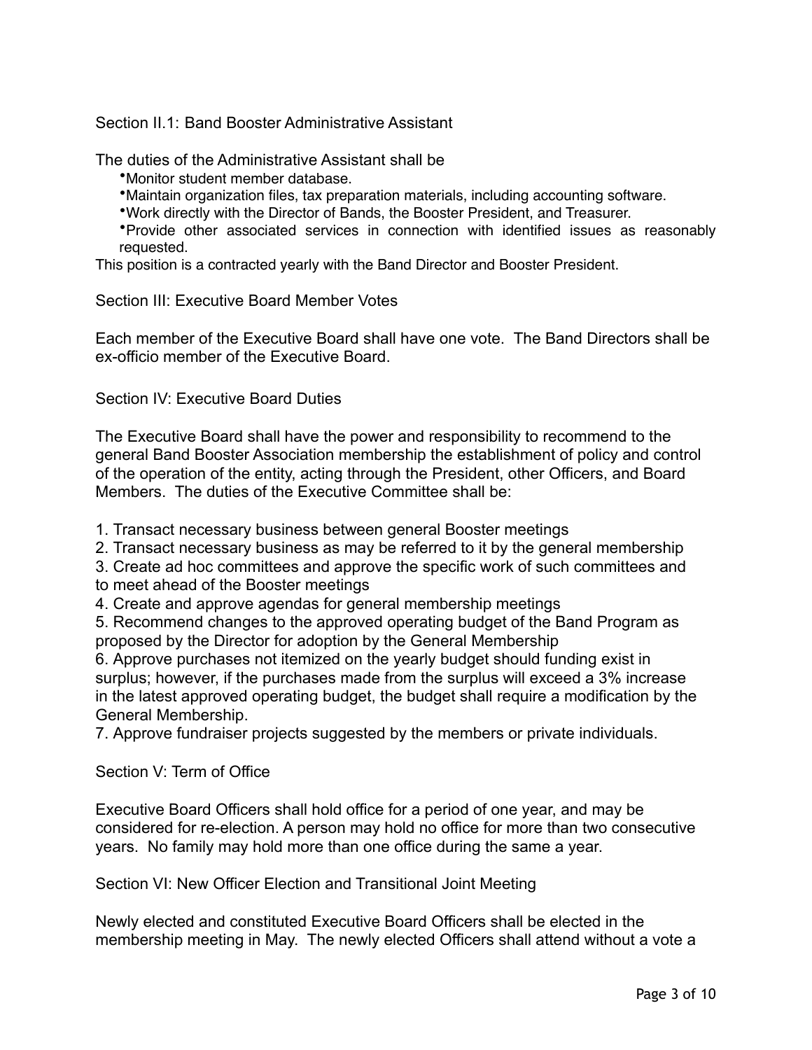## Section II.1: Band Booster Administrative Assistant

The duties of the Administrative Assistant shall be

- Monitor student member database.
- Maintain organization files, tax preparation materials, including accounting software.
- Work directly with the Director of Bands, the Booster President, and Treasurer.
- Provide other associated services in connection with identified issues as reasonably requested.

This position is a contracted yearly with the Band Director and Booster President.

## Section III: Executive Board Member Votes

Each member of the Executive Board shall have one vote. The Band Directors shall be ex-officio member of the Executive Board.

## Section IV: Executive Board Duties

The Executive Board shall have the power and responsibility to recommend to the general Band Booster Association membership the establishment of policy and control of the operation of the entity, acting through the President, other Officers, and Board Members. The duties of the Executive Committee shall be:

1. Transact necessary business between general Booster meetings
2. Transact necessary business as may be referred to it by the general membership
3. Create ad hoc committees and approve the specific work of such committees and to meet ahead of the Booster meetings
4. Create and approve agendas for general membership meetings
5. Recommend changes to the approved operating budget of the Band Program as proposed by the Director for adoption by the General Membership
6. Approve purchases not itemized on the yearly budget should funding exist in surplus; however, if the purchases made from the surplus will exceed a 3% increase in the latest approved operating budget, the budget shall require a modification by the General Membership.
7. Approve fundraiser projects suggested by the members or private individuals.

## Section V: Term of Office

Executive Board Officers shall hold office for a period of one year, and may be considered for re-election. A person may hold no office for more than two consecutive years. No family may hold more than one office during the same a year.

## Section VI: New Officer Election and Transitional Joint Meeting

Newly elected and constituted Executive Board Officers shall be elected in the membership meeting in May. The newly elected Officers shall attend without a vote a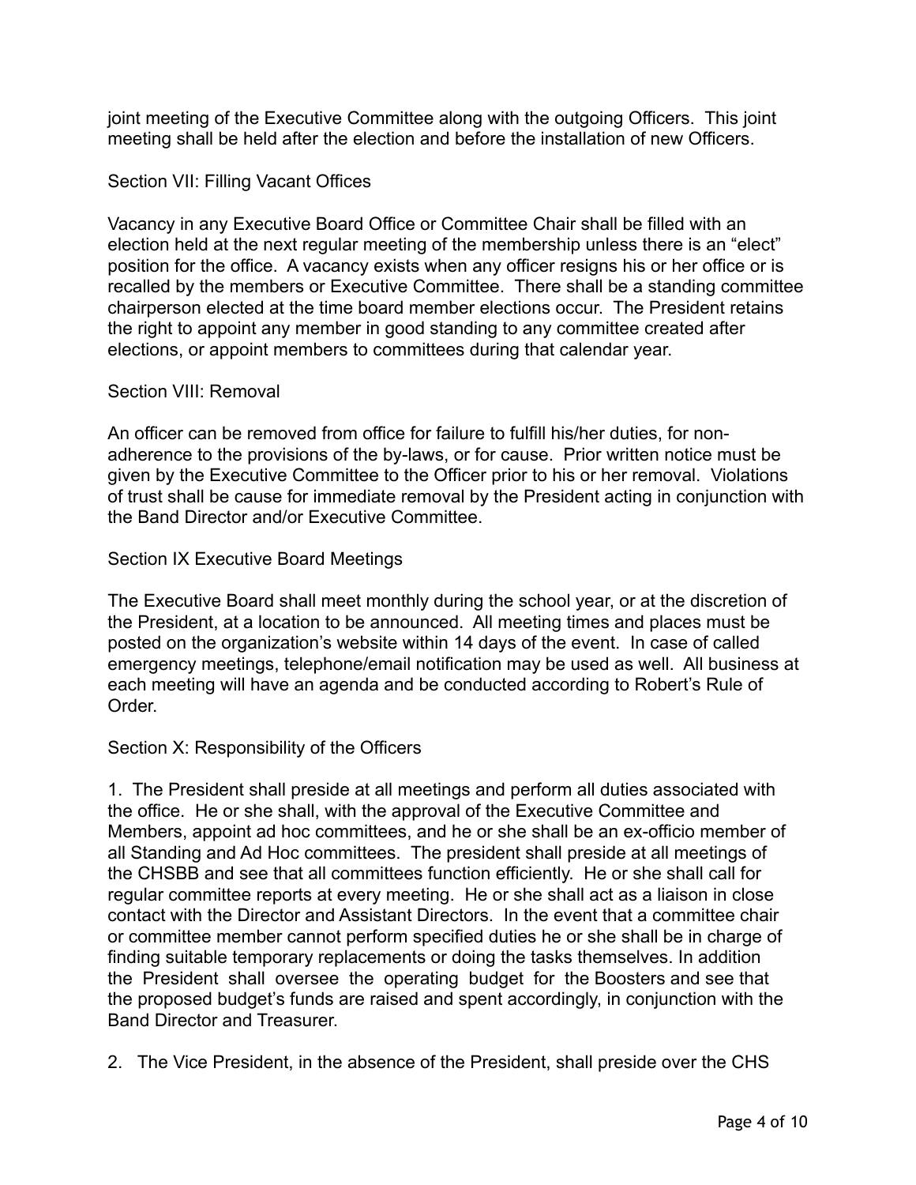joint meeting of the Executive Committee along with the outgoing Officers. This joint meeting shall be held after the election and before the installation of new Officers.

## Section VII: Filling Vacant Offices

Vacancy in any Executive Board Office or Committee Chair shall be filled with an election held at the next regular meeting of the membership unless there is an "elect" position for the office. A vacancy exists when any officer resigns his or her office or is recalled by the members or Executive Committee. There shall be a standing committee chairperson elected at the time board member elections occur. The President retains the right to appoint any member in good standing to any committee created after elections, or appoint members to committees during that calendar year.

## Section VIII: Removal

An officer can be removed from office for failure to fulfill his/her duties, for non-adherence to the provisions of the by-laws, or for cause. Prior written notice must be given by the Executive Committee to the Officer prior to his or her removal. Violations of trust shall be cause for immediate removal by the President acting in conjunction with the Band Director and/or Executive Committee.

## Section IX Executive Board Meetings

The Executive Board shall meet monthly during the school year, or at the discretion of the President, at a location to be announced. All meeting times and places must be posted on the organization's website within 14 days of the event. In case of called emergency meetings, telephone/email notification may be used as well. All business at each meeting will have an agenda and be conducted according to Robert's Rule of Order.

## Section X: Responsibility of the Officers

1. The President shall preside at all meetings and perform all duties associated with the office. He or she shall, with the approval of the Executive Committee and Members, appoint ad hoc committees, and he or she shall be an ex-officio member of all Standing and Ad Hoc committees. The president shall preside at all meetings of the CHSBB and see that all committees function efficiently. He or she shall call for regular committee reports at every meeting. He or she shall act as a liaison in close contact with the Director and Assistant Directors. In the event that a committee chair or committee member cannot perform specified duties he or she shall be in charge of finding suitable temporary replacements or doing the tasks themselves. In addition the President shall oversee the operating budget for the Boosters and see that the proposed budget's funds are raised and spent accordingly, in conjunction with the Band Director and Treasurer.

2. The Vice President, in the absence of the President, shall preside over the CHS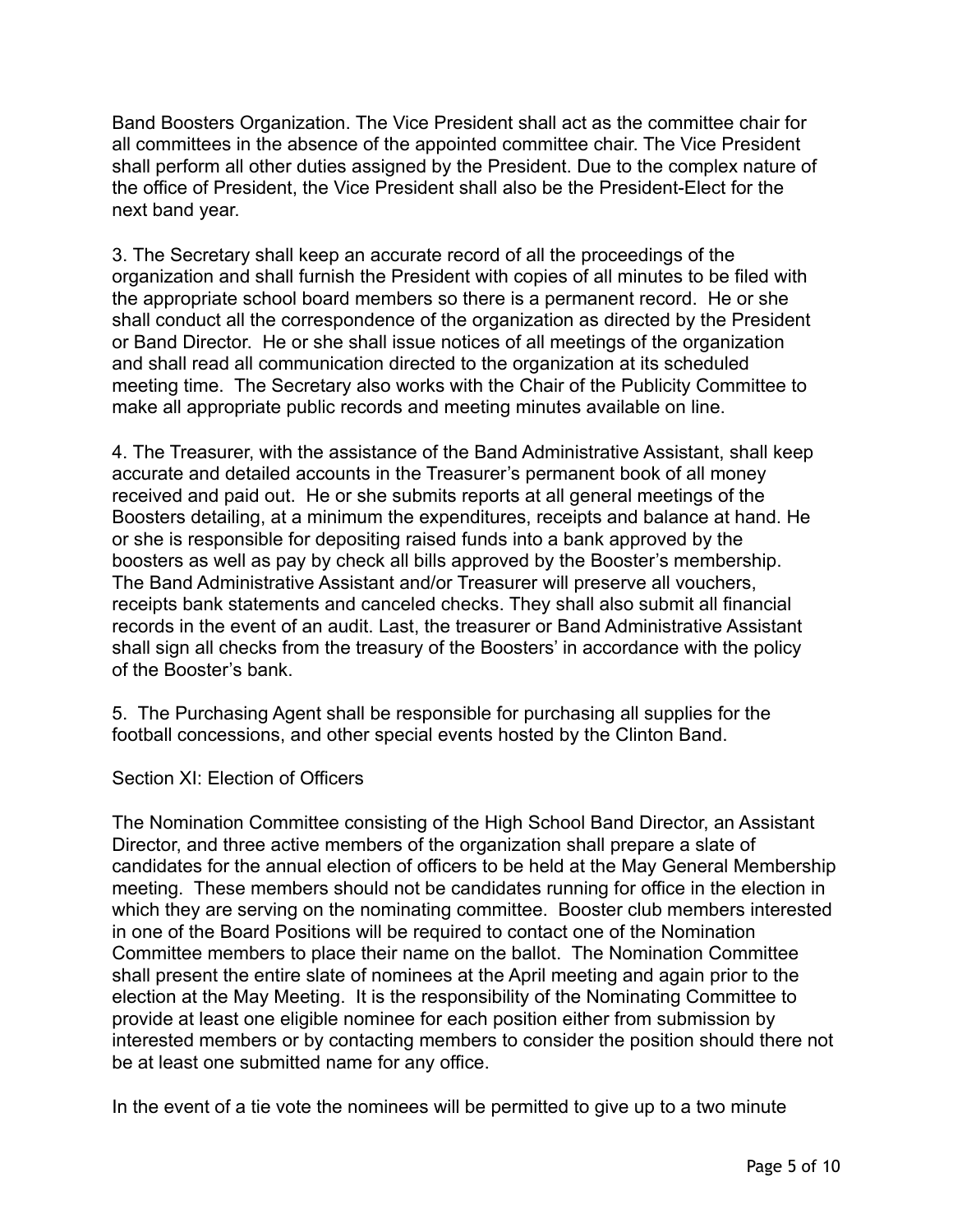Band Boosters Organization. The Vice President shall act as the committee chair for all committees in the absence of the appointed committee chair. The Vice President shall perform all other duties assigned by the President. Due to the complex nature of the office of President, the Vice President shall also be the President-Elect for the next band year.

3. The Secretary shall keep an accurate record of all the proceedings of the organization and shall furnish the President with copies of all minutes to be filed with the appropriate school board members so there is a permanent record. He or she shall conduct all the correspondence of the organization as directed by the President or Band Director. He or she shall issue notices of all meetings of the organization and shall read all communication directed to the organization at its scheduled meeting time. The Secretary also works with the Chair of the Publicity Committee to make all appropriate public records and meeting minutes available on line.

4. The Treasurer, with the assistance of the Band Administrative Assistant, shall keep accurate and detailed accounts in the Treasurer's permanent book of all money received and paid out. He or she submits reports at all general meetings of the Boosters detailing, at a minimum the expenditures, receipts and balance at hand. He or she is responsible for depositing raised funds into a bank approved by the boosters as well as pay by check all bills approved by the Booster's membership. The Band Administrative Assistant and/or Treasurer will preserve all vouchers, receipts bank statements and canceled checks. They shall also submit all financial records in the event of an audit. Last, the treasurer or Band Administrative Assistant shall sign all checks from the treasury of the Boosters' in accordance with the policy of the Booster's bank.

5. The Purchasing Agent shall be responsible for purchasing all supplies for the football concessions, and other special events hosted by the Clinton Band.

Section XI: Election of Officers

The Nomination Committee consisting of the High School Band Director, an Assistant Director, and three active members of the organization shall prepare a slate of candidates for the annual election of officers to be held at the May General Membership meeting. These members should not be candidates running for office in the election in which they are serving on the nominating committee. Booster club members interested in one of the Board Positions will be required to contact one of the Nomination Committee members to place their name on the ballot. The Nomination Committee shall present the entire slate of nominees at the April meeting and again prior to the election at the May Meeting. It is the responsibility of the Nominating Committee to provide at least one eligible nominee for each position either from submission by interested members or by contacting members to consider the position should there not be at least one submitted name for any office.

In the event of a tie vote the nominees will be permitted to give up to a two minute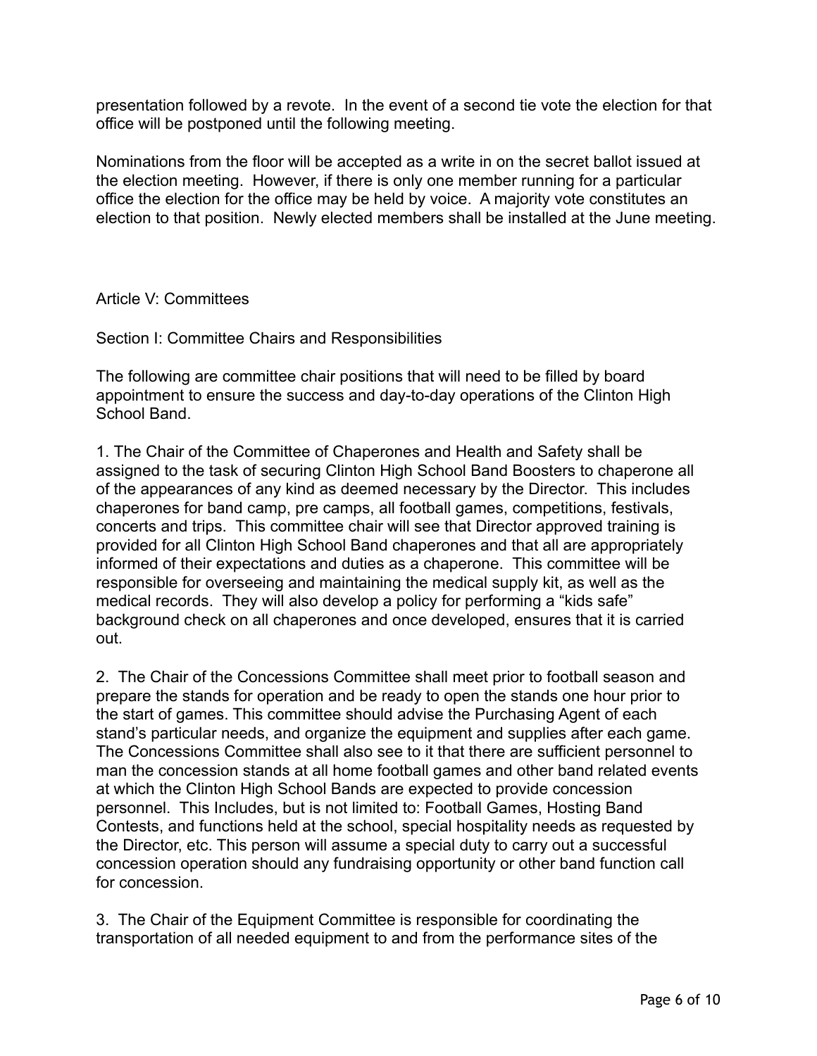presentation followed by a revote. In the event of a second tie vote the election for that office will be postponed until the following meeting.

Nominations from the floor will be accepted as a write in on the secret ballot issued at the election meeting. However, if there is only one member running for a particular office the election for the office may be held by voice. A majority vote constitutes an election to that position. Newly elected members shall be installed at the June meeting.

## Article V: Committees

### Section I: Committee Chairs and Responsibilities

The following are committee chair positions that will need to be filled by board appointment to ensure the success and day-to-day operations of the Clinton High School Band.

1. The Chair of the Committee of Chaperones and Health and Safety shall be assigned to the task of securing Clinton High School Band Boosters to chaperone all of the appearances of any kind as deemed necessary by the Director. This includes chaperones for band camp, pre camps, all football games, competitions, festivals, concerts and trips. This committee chair will see that Director approved training is provided for all Clinton High School Band chaperones and that all are appropriately informed of their expectations and duties as a chaperone. This committee will be responsible for overseeing and maintaining the medical supply kit, as well as the medical records. They will also develop a policy for performing a "kids safe" background check on all chaperones and once developed, ensures that it is carried out.

2. The Chair of the Concessions Committee shall meet prior to football season and prepare the stands for operation and be ready to open the stands one hour prior to the start of games. This committee should advise the Purchasing Agent of each stand's particular needs, and organize the equipment and supplies after each game. The Concessions Committee shall also see to it that there are sufficient personnel to man the concession stands at all home football games and other band related events at which the Clinton High School Bands are expected to provide concession personnel. This Includes, but is not limited to: Football Games, Hosting Band Contests, and functions held at the school, special hospitality needs as requested by the Director, etc. This person will assume a special duty to carry out a successful concession operation should any fundraising opportunity or other band function call for concession.

3. The Chair of the Equipment Committee is responsible for coordinating the transportation of all needed equipment to and from the performance sites of the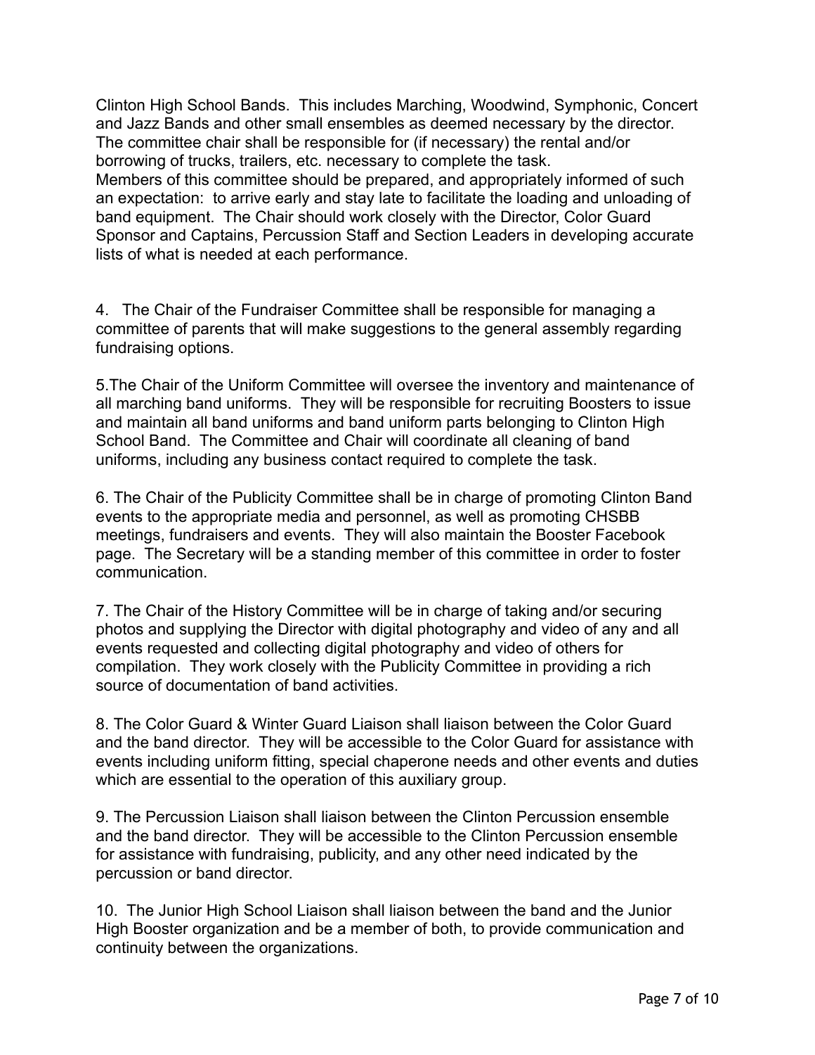Clinton High School Bands. This includes Marching, Woodwind, Symphonic, Concert and Jazz Bands and other small ensembles as deemed necessary by the director. The committee chair shall be responsible for (if necessary) the rental and/or borrowing of trucks, trailers, etc. necessary to complete the task.
Members of this committee should be prepared, and appropriately informed of such an expectation: to arrive early and stay late to facilitate the loading and unloading of band equipment. The Chair should work closely with the Director, Color Guard Sponsor and Captains, Percussion Staff and Section Leaders in developing accurate lists of what is needed at each performance.

4. The Chair of the Fundraiser Committee shall be responsible for managing a committee of parents that will make suggestions to the general assembly regarding fundraising options.

5. The Chair of the Uniform Committee will oversee the inventory and maintenance of all marching band uniforms. They will be responsible for recruiting Boosters to issue and maintain all band uniforms and band uniform parts belonging to Clinton High School Band. The Committee and Chair will coordinate all cleaning of band uniforms, including any business contact required to complete the task.

6. The Chair of the Publicity Committee shall be in charge of promoting Clinton Band events to the appropriate media and personnel, as well as promoting CHSBB meetings, fundraisers and events. They will also maintain the Booster Facebook page. The Secretary will be a standing member of this committee in order to foster communication.

7. The Chair of the History Committee will be in charge of taking and/or securing photos and supplying the Director with digital photography and video of any and all events requested and collecting digital photography and video of others for compilation. They work closely with the Publicity Committee in providing a rich source of documentation of band activities.

8. The Color Guard & Winter Guard Liaison shall liaison between the Color Guard and the band director. They will be accessible to the Color Guard for assistance with events including uniform fitting, special chaperone needs and other events and duties which are essential to the operation of this auxiliary group.

9. The Percussion Liaison shall liaison between the Clinton Percussion ensemble and the band director. They will be accessible to the Clinton Percussion ensemble for assistance with fundraising, publicity, and any other need indicated by the percussion or band director.

10. The Junior High School Liaison shall liaison between the band and the Junior High Booster organization and be a member of both, to provide communication and continuity between the organizations.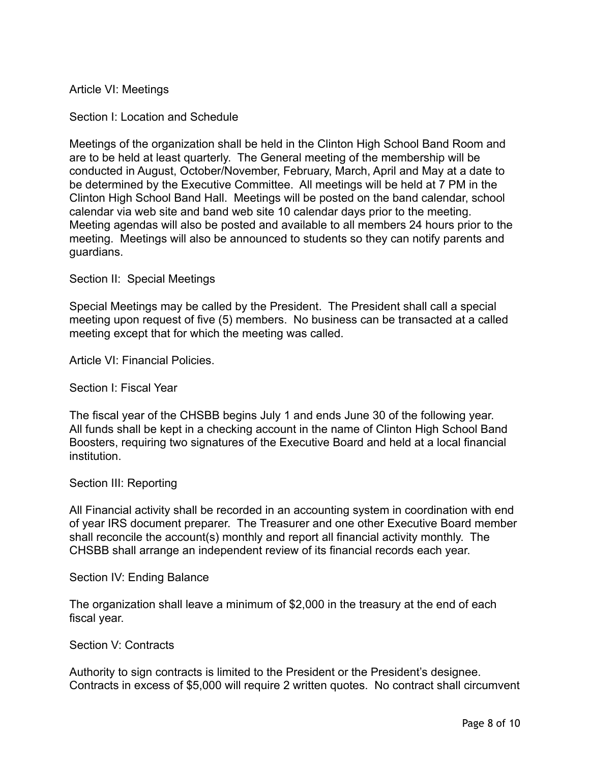## Article VI: Meetings

### Section I: Location and Schedule

Meetings of the organization shall be held in the Clinton High School Band Room and are to be held at least quarterly. The General meeting of the membership will be conducted in August, October/November, February, March, April and May at a date to be determined by the Executive Committee. All meetings will be held at 7 PM in the Clinton High School Band Hall. Meetings will be posted on the band calendar, school calendar via web site and band web site 10 calendar days prior to the meeting. Meeting agendas will also be posted and available to all members 24 hours prior to the meeting. Meetings will also be announced to students so they can notify parents and guardians.

### Section II: Special Meetings

Special Meetings may be called by the President. The President shall call a special meeting upon request of five (5) members. No business can be transacted at a called meeting except that for which the meeting was called.

## Article VI: Financial Policies.

### Section I: Fiscal Year

The fiscal year of the CHSBB begins July 1 and ends June 30 of the following year. All funds shall be kept in a checking account in the name of Clinton High School Band Boosters, requiring two signatures of the Executive Board and held at a local financial institution.

### Section III: Reporting

All Financial activity shall be recorded in an accounting system in coordination with end of year IRS document preparer. The Treasurer and one other Executive Board member shall reconcile the account(s) monthly and report all financial activity monthly. The CHSBB shall arrange an independent review of its financial records each year.

### Section IV: Ending Balance

The organization shall leave a minimum of $2,000 in the treasury at the end of each fiscal year.

### Section V: Contracts

Authority to sign contracts is limited to the President or the President's designee. Contracts in excess of $5,000 will require 2 written quotes. No contract shall circumvent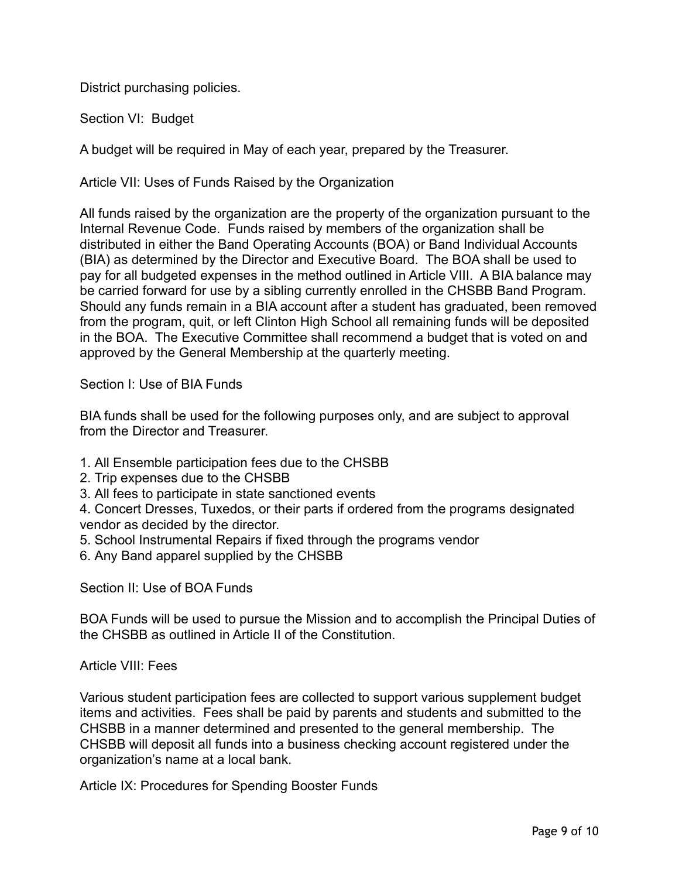District purchasing policies.

## Section VI: Budget

A budget will be required in May of each year, prepared by the Treasurer.

# Article VII: Uses of Funds Raised by the Organization

All funds raised by the organization are the property of the organization pursuant to the Internal Revenue Code. Funds raised by members of the organization shall be distributed in either the Band Operating Accounts (BOA) or Band Individual Accounts (BIA) as determined by the Director and Executive Board. The BOA shall be used to pay for all budgeted expenses in the method outlined in Article VIII. A BIA balance may be carried forward for use by a sibling currently enrolled in the CHSBB Band Program. Should any funds remain in a BIA account after a student has graduated, been removed from the program, quit, or left Clinton High School all remaining funds will be deposited in the BOA. The Executive Committee shall recommend a budget that is voted on and approved by the General Membership at the quarterly meeting.

## Section I: Use of BIA Funds

BIA funds shall be used for the following purposes only, and are subject to approval from the Director and Treasurer.

1. All Ensemble participation fees due to the CHSBB
2. Trip expenses due to the CHSBB
3. All fees to participate in state sanctioned events
4. Concert Dresses, Tuxedos, or their parts if ordered from the programs designated vendor as decided by the director.
5. School Instrumental Repairs if fixed through the programs vendor
6. Any Band apparel supplied by the CHSBB

## Section II: Use of BOA Funds

BOA Funds will be used to pursue the Mission and to accomplish the Principal Duties of the CHSBB as outlined in Article II of the Constitution.

# Article VIII: Fees

Various student participation fees are collected to support various supplement budget items and activities. Fees shall be paid by parents and students and submitted to the CHSBB in a manner determined and presented to the general membership. The CHSBB will deposit all funds into a business checking account registered under the organization's name at a local bank.

# Article IX: Procedures for Spending Booster Funds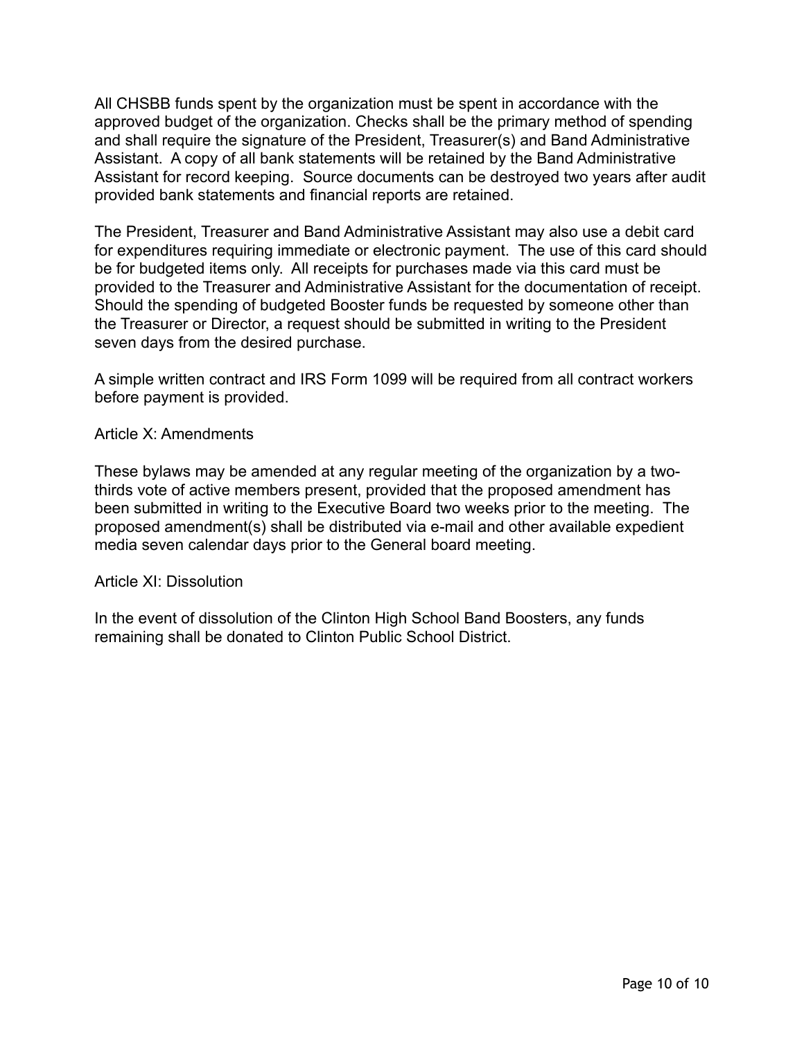All CHSBB funds spent by the organization must be spent in accordance with the approved budget of the organization. Checks shall be the primary method of spending and shall require the signature of the President, Treasurer(s) and Band Administrative Assistant. A copy of all bank statements will be retained by the Band Administrative Assistant for record keeping. Source documents can be destroyed two years after audit provided bank statements and financial reports are retained.

The President, Treasurer and Band Administrative Assistant may also use a debit card for expenditures requiring immediate or electronic payment. The use of this card should be for budgeted items only. All receipts for purchases made via this card must be provided to the Treasurer and Administrative Assistant for the documentation of receipt. Should the spending of budgeted Booster funds be requested by someone other than the Treasurer or Director, a request should be submitted in writing to the President seven days from the desired purchase.

A simple written contract and IRS Form 1099 will be required from all contract workers before payment is provided.

## Article X: Amendments

These bylaws may be amended at any regular meeting of the organization by a two-thirds vote of active members present, provided that the proposed amendment has been submitted in writing to the Executive Board two weeks prior to the meeting. The proposed amendment(s) shall be distributed via e-mail and other available expedient media seven calendar days prior to the General board meeting.

## Article XI: Dissolution

In the event of dissolution of the Clinton High School Band Boosters, any funds remaining shall be donated to Clinton Public School District.